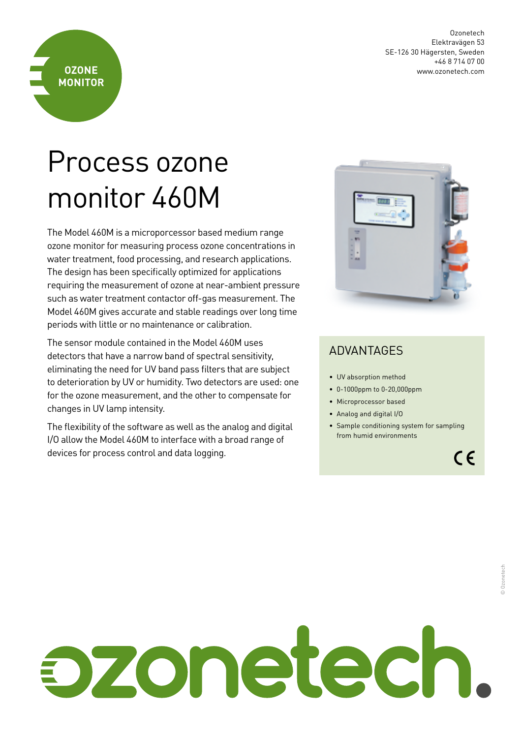OZONE MONITOR

Ozonetech
Elektravägen 53
SE-126 30 Hägersten, Sweden
+46 8 714 07 00
www.ozonetech.com

# Process ozone monitor 460M

The Model 460M is a microporcessor based medium range ozone monitor for measuring process ozone concentrations in water treatment, food processing, and research applications. The design has been specifically optimized for applications requiring the measurement of ozone at near-ambient pressure such as water treatment contactor off-gas measurement. The Model 460M gives accurate and stable readings over long time periods with little or no maintenance or calibration.

The sensor module contained in the Model 460M uses detectors that have a narrow band of spectral sensitivity, eliminating the need for UV band pass filters that are subject to deterioration by UV or humidity. Two detectors are used: one for the ozone measurement, and the other to compensate for changes in UV lamp intensity.

The flexibility of the software as well as the analog and digital I/O allow the Model 460M to interface with a broad range of devices for process control and data logging.

## ADVANTAGES

- UV absorption method
- 0-1000ppm to 0-20,000ppm
- Microprocessor based
- Analog and digital I/O
- Sample conditioning system for sampling from humid environments

CE

© Ozonetech

ozonetech.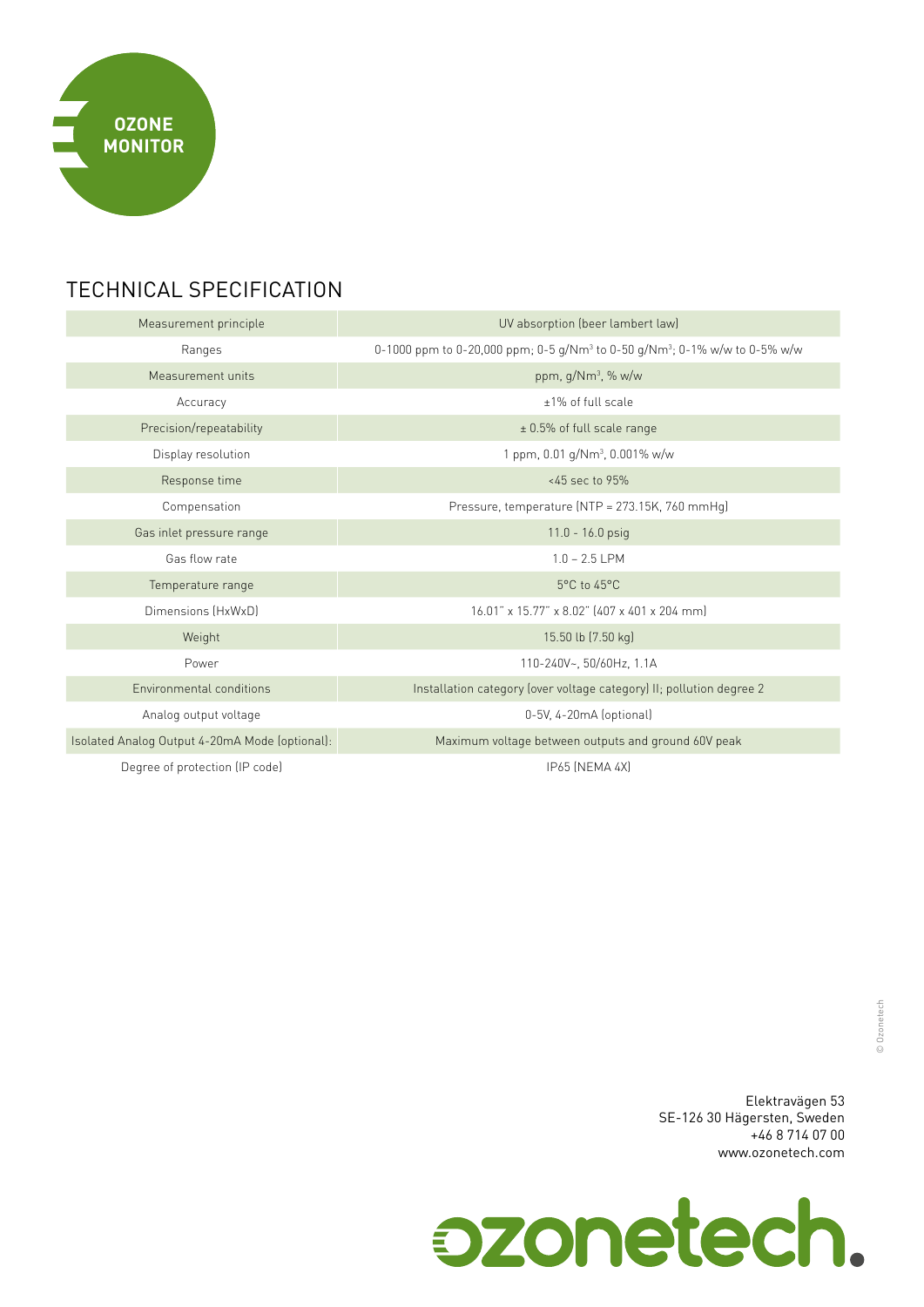OZONE MONITOR

## TECHNICAL SPECIFICATION

| | |
|---|---|
| Measurement principle | UV absorption (beer lambert law) |
| Ranges | 0-1000 ppm to 0-20,000 ppm; 0-5 g/Nm$^3$ to 0-50 g/Nm$^3$; 0-1% w/w to 0-5% w/w |
| Measurement units | ppm, g/Nm$^3$, % w/w |
| Accuracy | ±1% of full scale |
| Precision/repeatability | ± 0.5% of full scale range |
| Display resolution | 1 ppm, 0.01 g/Nm$^3$, 0.001% w/w |
| Response time | <45 sec to 95% |
| Compensation | Pressure, temperature (NTP = 273.15K, 760 mmHg) |
| Gas inlet pressure range | 11.0 - 16.0 psig |
| Gas flow rate | 1.0 – 2.5 LPM |
| Temperature range | 5°C to 45°C |
| Dimensions (HxWxD) | 16.01" x 15.77" x 8.02" (407 x 401 x 204 mm) |
| Weight | 15.50 lb (7.50 kg) |
| Power | 110-240V~, 50/60Hz, 1.1A |
| Environmental conditions | Installation category (over voltage category) II; pollution degree 2 |
| Analog output voltage | 0-5V, 4-20mA (optional) |
| Isolated Analog Output 4-20mA Mode (optional): | Maximum voltage between outputs and ground 60V peak |
| Degree of protection (IP code) | IP65 (NEMA 4X) |

© Ozonetech

Elektravägen 53
SE-126 30 Hägersten, Sweden
+46 8 714 07 00
www.ozonetech.com

ozonetech.